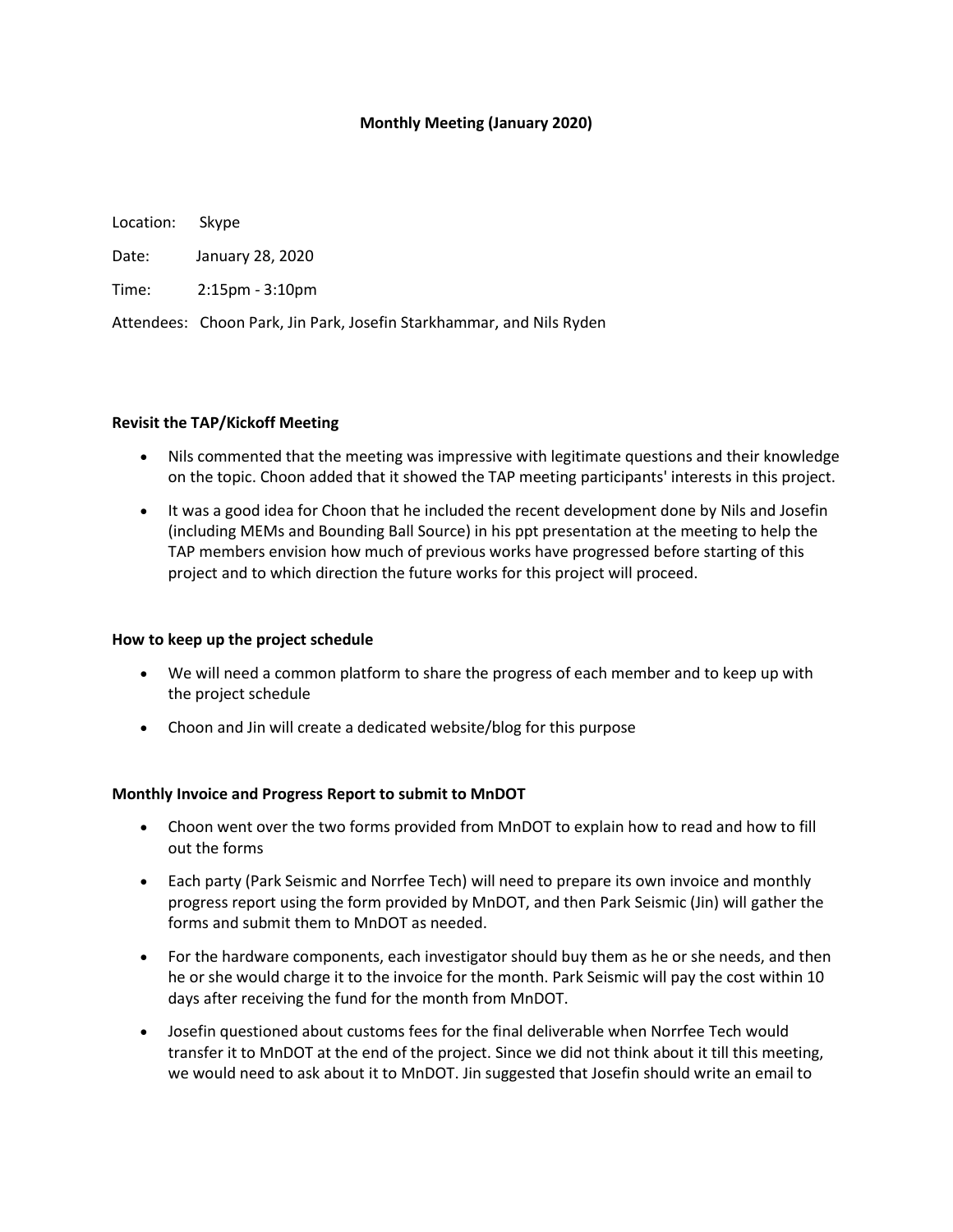# Monthly Meeting (January 2020)

Location: Skype

Date: January 28, 2020

Time: 2:15pm - 3:10pm

Attendees: Choon Park, Jin Park, Josefin Starkhammar, and Nils Ryden

### Revisit the TAP/Kickoff Meeting

- Nils commented that the meeting was impressive with legitimate questions and their knowledge on the topic. Choon added that it showed the TAP meeting participants' interests in this project.
- It was a good idea for Choon that he included the recent development done by Nils and Josefin (including MEMs and Bounding Ball Source) in his ppt presentation at the meeting to help the TAP members envision how much of previous works have progressed before starting of this project and to which direction the future works for this project will proceed.

### How to keep up the project schedule

- We will need a common platform to share the progress of each member and to keep up with the project schedule
- Choon and Jin will create a dedicated website/blog for this purpose

### Monthly Invoice and Progress Report to submit to MnDOT

- Choon went over the two forms provided from MnDOT to explain how to read and how to fill out the forms
- Each party (Park Seismic and Norrfee Tech) will need to prepare its own invoice and monthly progress report using the form provided by MnDOT, and then Park Seismic (Jin) will gather the forms and submit them to MnDOT as needed.
- For the hardware components, each investigator should buy them as he or she needs, and then he or she would charge it to the invoice for the month. Park Seismic will pay the cost within 10 days after receiving the fund for the month from MnDOT.
- Josefin questioned about customs fees for the final deliverable when Norrfee Tech would transfer it to MnDOT at the end of the project. Since we did not think about it till this meeting, we would need to ask about it to MnDOT. Jin suggested that Josefin should write an email to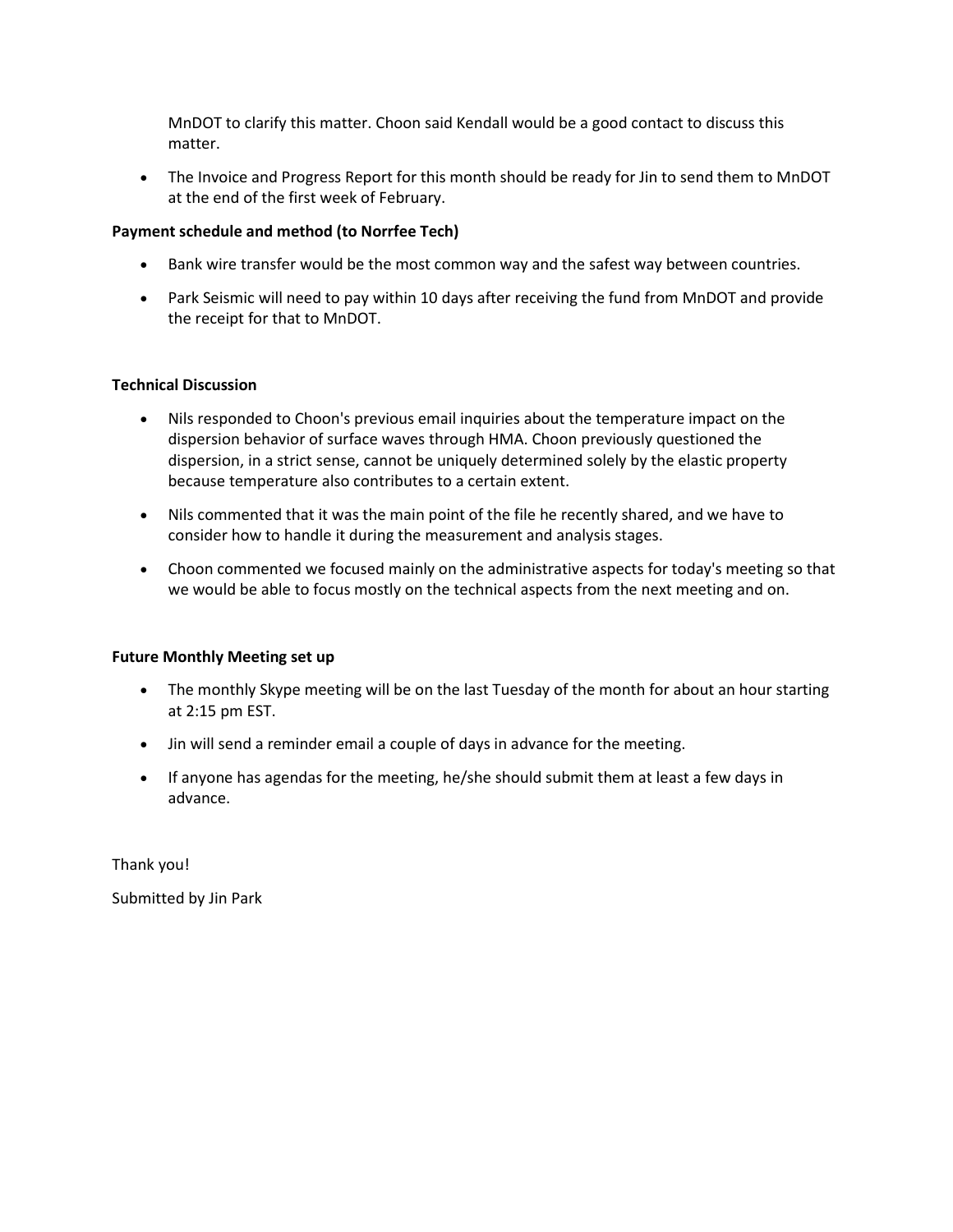MnDOT to clarify this matter. Choon said Kendall would be a good contact to discuss this matter.

- The Invoice and Progress Report for this month should be ready for Jin to send them to MnDOT at the end of the first week of February.

**Payment schedule and method (to Norrfee Tech)**

- Bank wire transfer would be the most common way and the safest way between countries.
- Park Seismic will need to pay within 10 days after receiving the fund from MnDOT and provide the receipt for that to MnDOT.

**Technical Discussion**

- Nils responded to Choon's previous email inquiries about the temperature impact on the dispersion behavior of surface waves through HMA. Choon previously questioned the dispersion, in a strict sense, cannot be uniquely determined solely by the elastic property because temperature also contributes to a certain extent.
- Nils commented that it was the main point of the file he recently shared, and we have to consider how to handle it during the measurement and analysis stages.
- Choon commented we focused mainly on the administrative aspects for today's meeting so that we would be able to focus mostly on the technical aspects from the next meeting and on.

**Future Monthly Meeting set up**

- The monthly Skype meeting will be on the last Tuesday of the month for about an hour starting at 2:15 pm EST.
- Jin will send a reminder email a couple of days in advance for the meeting.
- If anyone has agendas for the meeting, he/she should submit them at least a few days in advance.

Thank you!

Submitted by Jin Park